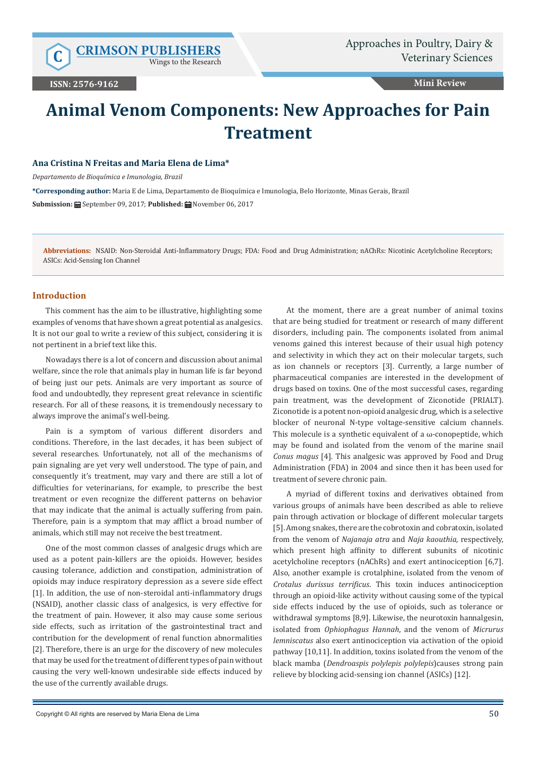Mini Review

# Animal Venom Components: New Approaches for Pain Treatment

**Ana Cristina N Freitas and Maria Elena de Lima***

*Departamento de Bioquímica e Imunologia, Brazil*

***Corresponding author:** Maria E de Lima, Departamento de Bioquímica e Imunologia, Belo Horizonte, Minas Gerais, Brazil

**Submission:** September 09, 2017; **Published:** November 06, 2017

**Abbreviations:** NSAID: Non-Steroidal Anti-Inflammatory Drugs; FDA: Food and Drug Administration; nAChRs: Nicotinic Acetylcholine Receptors; ASICs: Acid-Sensing Ion Channel

## Introduction

This comment has the aim to be illustrative, highlighting some examples of venoms that have shown a great potential as analgesics. It is not our goal to write a review of this subject, considering it is not pertinent in a brief text like this.

Nowadays there is a lot of concern and discussion about animal welfare, since the role that animals play in human life is far beyond of being just our pets. Animals are very important as source of food and undoubtedly, they represent great relevance in scientific research. For all of these reasons, it is tremendously necessary to always improve the animal's well-being.

Pain is a symptom of various different disorders and conditions. Therefore, in the last decades, it has been subject of several researches. Unfortunately, not all of the mechanisms of pain signaling are yet very well understood. The type of pain, and consequently it's treatment, may vary and there are still a lot of difficulties for veterinarians, for example, to prescribe the best treatment or even recognize the different patterns on behavior that may indicate that the animal is actually suffering from pain. Therefore, pain is a symptom that may afflict a broad number of animals, which still may not receive the best treatment.

One of the most common classes of analgesic drugs which are used as a potent pain-killers are the opioids. However, besides causing tolerance, addiction and constipation, administration of opioids may induce respiratory depression as a severe side effect [1]. In addition, the use of non-steroidal anti-inflammatory drugs (NSAID), another classic class of analgesics, is very effective for the treatment of pain. However, it also may cause some serious side effects, such as irritation of the gastrointestinal tract and contribution for the development of renal function abnormalities [2]. Therefore, there is an urge for the discovery of new molecules that may be used for the treatment of different types of pain without causing the very well-known undesirable side effects induced by the use of the currently available drugs.

At the moment, there are a great number of animal toxins that are being studied for treatment or research of many different disorders, including pain. The components isolated from animal venoms gained this interest because of their usual high potency and selectivity in which they act on their molecular targets, such as ion channels or receptors [3]. Currently, a large number of pharmaceutical companies are interested in the development of drugs based on toxins. One of the most successful cases, regarding pain treatment, was the development of Ziconotide (PRIALT). Ziconotide is a potent non-opioid analgesic drug, which is a selective blocker of neuronal N-type voltage-sensitive calcium channels. This molecule is a synthetic equivalent of a ω-conopeptide, which may be found and isolated from the venom of the marine snail *Conus magus* [4]. This analgesic was approved by Food and Drug Administration (FDA) in 2004 and since then it has been used for treatment of severe chronic pain.

A myriad of different toxins and derivatives obtained from various groups of animals have been described as able to relieve pain through activation or blockage of different molecular targets [5]. Among snakes, there are the cobrotoxin and cobratoxin, isolated from the venom of *Najanaja atra* and *Naja kaouthia*, respectively, which present high affinity to different subunits of nicotinic acetylcholine receptors (nAChRs) and exert antinociception [6,7]. Also, another example is crotalphine, isolated from the venom of *Crotalus durissus terrificus*. This toxin induces antinociception through an opioid-like activity without causing some of the typical side effects induced by the use of opioids, such as tolerance or withdrawal symptoms [8,9]. Likewise, the neurotoxin hannalgesin, isolated from *Ophiophagus Hannah*, and the venom of *Micrurus lemniscatus* also exert antinociception via activation of the opioid pathway [10,11]. In addition, toxins isolated from the venom of the black mamba (*Dendroaspis polylepis polylepis*)causes strong pain relieve by blocking acid-sensing ion channel (ASICs) [12].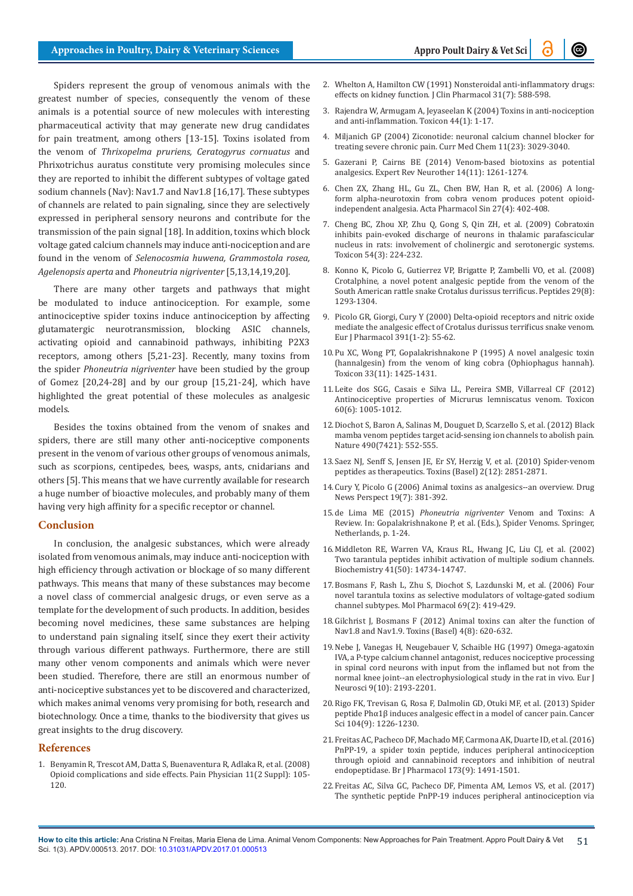Spiders represent the group of venomous animals with the greatest number of species, consequently the venom of these animals is a potential source of new molecules with interesting pharmaceutical activity that may generate new drug candidates for pain treatment, among others [13-15]. Toxins isolated from the venom of *Thrixopelma pruriens, Ceratogyrus cornuatus* and Phrixotrichus auratus constitute very promising molecules since they are reported to inhibit the different subtypes of voltage gated sodium channels (Nav): Nav1.7 and Nav1.8 [16,17]. These subtypes of channels are related to pain signaling, since they are selectively expressed in peripheral sensory neurons and contribute for the transmission of the pain signal [18]. In addition, toxins which block voltage gated calcium channels may induce anti-nociception and are found in the venom of *Selenocosmia huwena, Grammostola rosea, Agelenopsis aperta* and *Phoneutria nigriventer* [5,13,14,19,20].

There are many other targets and pathways that might be modulated to induce antinociception. For example, some antinociceptive spider toxins induce antinociception by affecting glutamatergic neurotransmission, blocking ASIC channels, activating opioid and cannabinoid pathways, inhibiting P2X3 receptors, among others [5,21-23]. Recently, many toxins from the spider *Phoneutria nigriventer* have been studied by the group of Gomez [20,24-28] and by our group [15,21-24], which have highlighted the great potential of these molecules as analgesic models.

Besides the toxins obtained from the venom of snakes and spiders, there are still many other anti-nociceptive components present in the venom of various other groups of venomous animals, such as scorpions, centipedes, bees, wasps, ants, cnidarians and others [5]. This means that we have currently available for research a huge number of bioactive molecules, and probably many of them having very high affinity for a specific receptor or channel.

## Conclusion

In conclusion, the analgesic substances, which were already isolated from venomous animals, may induce anti-nociception with high efficiency through activation or blockage of so many different pathways. This means that many of these substances may become a novel class of commercial analgesic drugs, or even serve as a template for the development of such products. In addition, besides becoming novel medicines, these same substances are helping to understand pain signaling itself, since they exert their activity through various different pathways. Furthermore, there are still many other venom components and animals which were never been studied. Therefore, there are still an enormous number of anti-nociceptive substances yet to be discovered and characterized, which makes animal venoms very promising for both, research and biotechnology. Once a time, thanks to the biodiversity that gives us great insights to the drug discovery.

## References

1. Benyamin R, Trescot AM, Datta S, Buenaventura R, Adlaka R, et al. (2008) Opioid complications and side effects. Pain Physician 11(2 Suppl): 105-120.
2. Whelton A, Hamilton CW (1991) Nonsteroidal anti-inflammatory drugs: effects on kidney function. J Clin Pharmacol 31(7): 588-598.
3. Rajendra W, Armugam A, Jeyaseelan K (2004) Toxins in anti-nociception and anti-inflammation. Toxicon 44(1): 1-17.
4. Miljanich GP (2004) Ziconotide: neuronal calcium channel blocker for treating severe chronic pain. Curr Med Chem 11(23): 3029-3040.
5. Gazerani P, Cairns BE (2014) Venom-based biotoxins as potential analgesics. Expert Rev Neurother 14(11): 1261-1274.
6. Chen ZX, Zhang HL, Gu ZL, Chen BW, Han R, et al. (2006) A long-form alpha-neurotoxin from cobra venom produces potent opioid-independent analgesia. Acta Pharmacol Sin 27(4): 402-408.
7. Cheng BC, Zhou XP, Zhu Q, Gong S, Qin ZH, et al. (2009) Cobratoxin inhibits pain-evoked discharge of neurons in thalamic parafascicular nucleus in rats: involvement of cholinergic and serotonergic systems. Toxicon 54(3): 224-232.
8. Konno K, Picolo G, Gutierrez VP, Brigatte P, Zambelli VO, et al. (2008) Crotalphine, a novel potent analgesic peptide from the venom of the South American rattle snake Crotalus durissus terrificus. Peptides 29(8): 1293-1304.
9. Picolo GR, Giorgi, Cury Y (2000) Delta-opioid receptors and nitric oxide mediate the analgesic effect of Crotalus durissus terrificus snake venom. Eur J Pharmacol 391(1-2): 55-62.
10. Pu XC, Wong PT, Gopalakrishnakone P (1995) A novel analgesic toxin (hannalgesin) from the venom of king cobra (Ophiophagus hannah). Toxicon 33(11): 1425-1431.
11. Leite dos SGG, Casais e Silva LL, Pereira SMB, Villarreal CF (2012) Antinociceptive properties of Micrurus lemniscatus venom. Toxicon 60(6): 1005-1012.
12. Diochot S, Baron A, Salinas M, Douguet D, Scarzello S, et al. (2012) Black mamba venom peptides target acid-sensing ion channels to abolish pain. Nature 490(7421): 552-555.
13. Saez NJ, Senff S, Jensen JE, Er SY, Herzig V, et al. (2010) Spider-venom peptides as therapeutics. Toxins (Basel) 2(12): 2851-2871.
14. Cury Y, Picolo G (2006) Animal toxins as analgesics--an overview. Drug News Perspect 19(7): 381-392.
15. de Lima ME (2015) *Phoneutria nigriventer* Venom and Toxins: A Review. In: Gopalakrishnakone P, et al. (Eds.), Spider Venoms. Springer, Netherlands, p. 1-24.
16. Middleton RE, Warren VA, Kraus RL, Hwang JC, Liu CJ, et al. (2002) Two tarantula peptides inhibit activation of multiple sodium channels. Biochemistry 41(50): 14734-14747.
17. Bosmans F, Rash L, Zhu S, Diochot S, Lazdunski M, et al. (2006) Four novel tarantula toxins as selective modulators of voltage-gated sodium channel subtypes. Mol Pharmacol 69(2): 419-429.
18. Gilchrist J, Bosmans F (2012) Animal toxins can alter the function of Nav1.8 and Nav1.9. Toxins (Basel) 4(8): 620-632.
19. Nebe J, Vanegas H, Neugebauer V, Schaible HG (1997) Omega-agatoxin IVA, a P-type calcium channel antagonist, reduces nociceptive processing in spinal cord neurons with input from the inflamed but not from the normal knee joint--an electrophysiological study in the rat in vivo. Eur J Neurosci 9(10): 2193-2201.
20. Rigo FK, Trevisan G, Rosa F, Dalmolin GD, Otuki MF, et al. (2013) Spider peptide Phα1β induces analgesic effect in a model of cancer pain. Cancer Sci 104(9): 1226-1230.
21. Freitas AC, Pacheco DF, Machado MF, Carmona AK, Duarte ID, et al. (2016) PnPP-19, a spider toxin peptide, induces peripheral antinociception through opioid and cannabinoid receptors and inhibition of neutral endopeptidase. Br J Pharmacol 173(9): 1491-1501.
22. Freitas AC, Silva GC, Pacheco DF, Pimenta AM, Lemos VS, et al. (2017) The synthetic peptide PnPP-19 induces peripheral antinociception via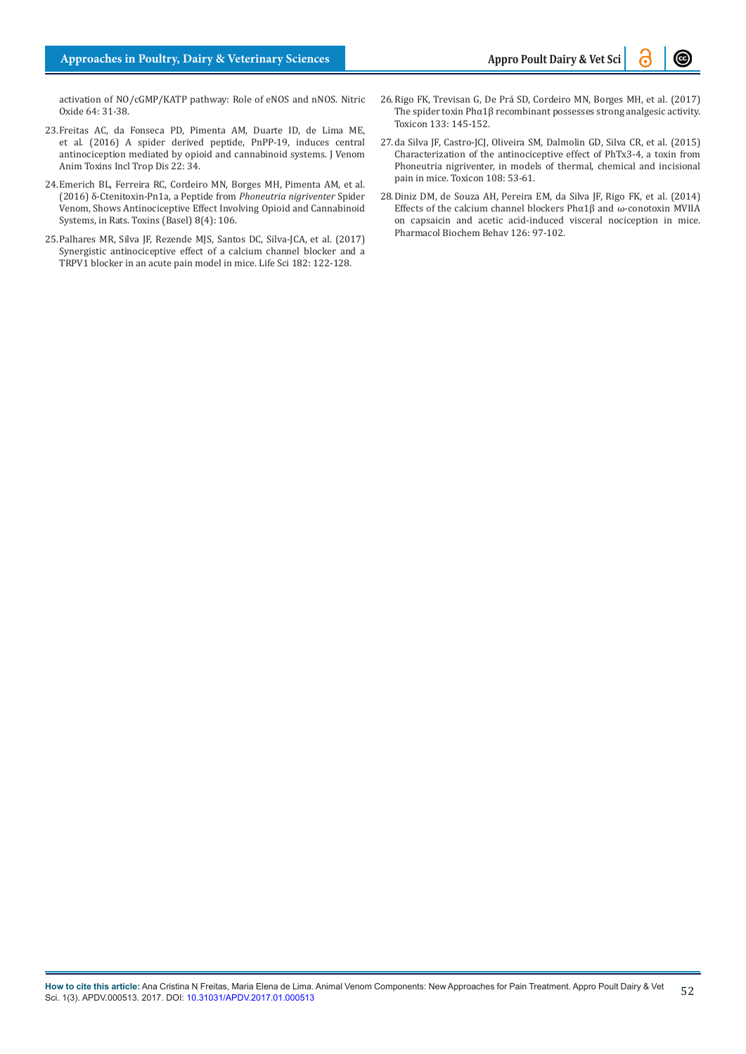activation of NO/cGMP/KATP pathway: Role of eNOS and nNOS. Nitric Oxide 64: 31-38.

23. Freitas AC, da Fonseca PD, Pimenta AM, Duarte ID, de Lima ME, et al. (2016) A spider derived peptide, PnPP-19, induces central antinociception mediated by opioid and cannabinoid systems. J Venom Anim Toxins Incl Trop Dis 22: 34.

24. Emerich BL, Ferreira RC, Cordeiro MN, Borges MH, Pimenta AM, et al. (2016) δ-Ctenitoxin-Pn1a, a Peptide from *Phoneutria nigriventer* Spider Venom, Shows Antinociceptive Effect Involving Opioid and Cannabinoid Systems, in Rats. Toxins (Basel) 8(4): 106.

25. Palhares MR, Silva JF, Rezende MJS, Santos DC, Silva-JCA, et al. (2017) Synergistic antinociceptive effect of a calcium channel blocker and a TRPV1 blocker in an acute pain model in mice. Life Sci 182: 122-128.

26. Rigo FK, Trevisan G, De Prá SD, Cordeiro MN, Borges MH, et al. (2017) The spider toxin Phα1β recombinant possesses strong analgesic activity. Toxicon 133: 145-152.

27. da Silva JF, Castro-JCJ, Oliveira SM, Dalmolin GD, Silva CR, et al. (2015) Characterization of the antinociceptive effect of PhTx3-4, a toxin from Phoneutria nigriventer, in models of thermal, chemical and incisional pain in mice. Toxicon 108: 53-61.

28. Diniz DM, de Souza AH, Pereira EM, da Silva JF, Rigo FK, et al. (2014) Effects of the calcium channel blockers Phα1β and ω-conotoxin MVIIA on capsaicin and acetic acid-induced visceral nociception in mice. Pharmacol Biochem Behav 126: 97-102.

**How to cite this article:** Ana Cristina N Freitas, Maria Elena de Lima. Animal Venom Components: New Approaches for Pain Treatment. Appro Poult Dairy & Vet Sci. 1(3). APDV.000513. 2017. DOI: 10.31031/APDV.2017.01.000513